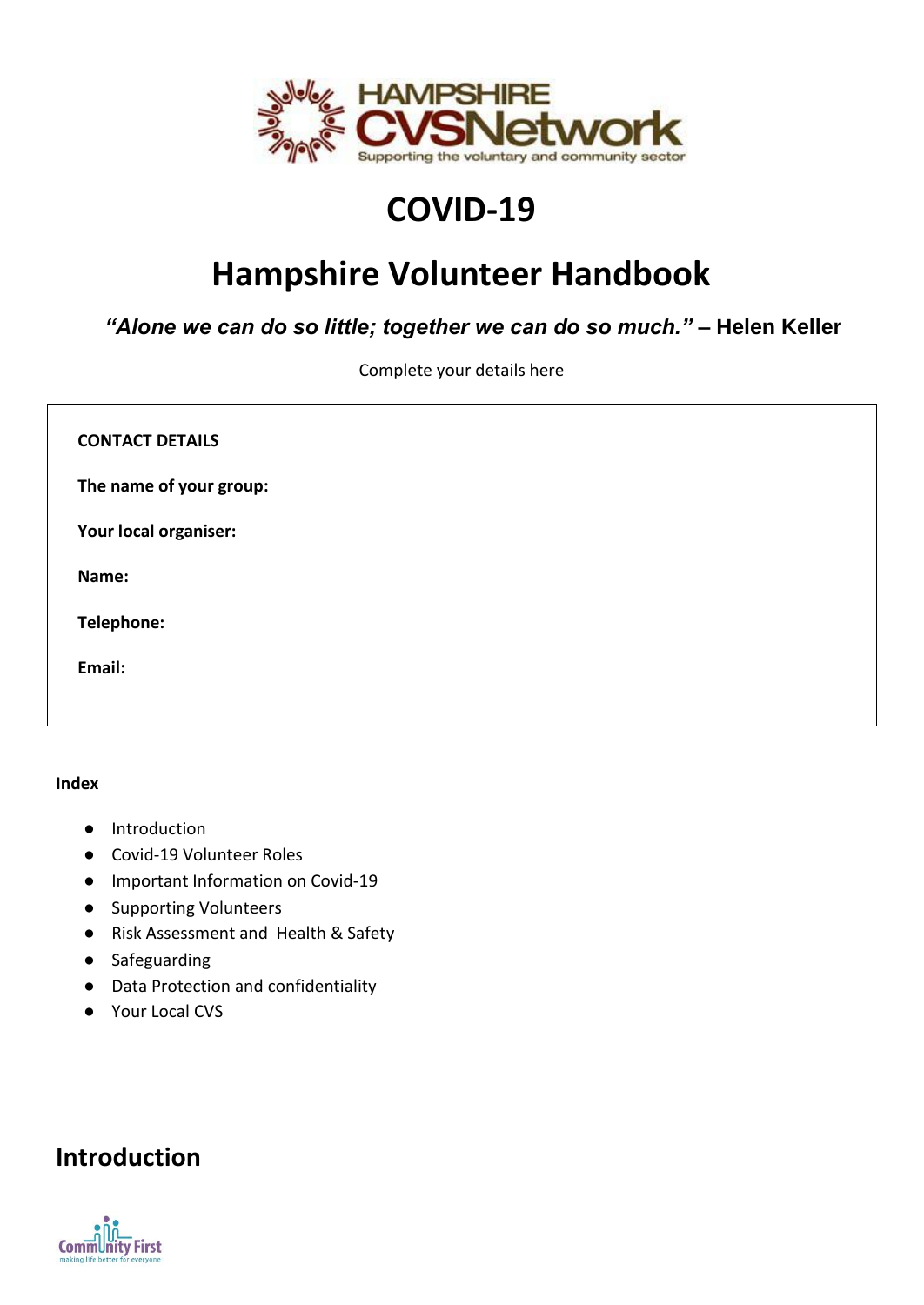HAMPSHIRE CVSNetwork
Supporting the voluntary and community sector

# COVID-19

# Hampshire Volunteer Handbook

***"Alone we can do so little; together we can do so much." –* Helen Keller**

Complete your details here

**CONTACT DETAILS**

**The name of your group:**

**Your local organiser:**

**Name:**

**Telephone:**

**Email:**

**Index**

- Introduction
- Covid-19 Volunteer Roles
- Important Information on Covid-19
- Supporting Volunteers
- Risk Assessment and Health & Safety
- Safeguarding
- Data Protection and confidentiality
- Your Local CVS

## Introduction

Community First
making life better for everyone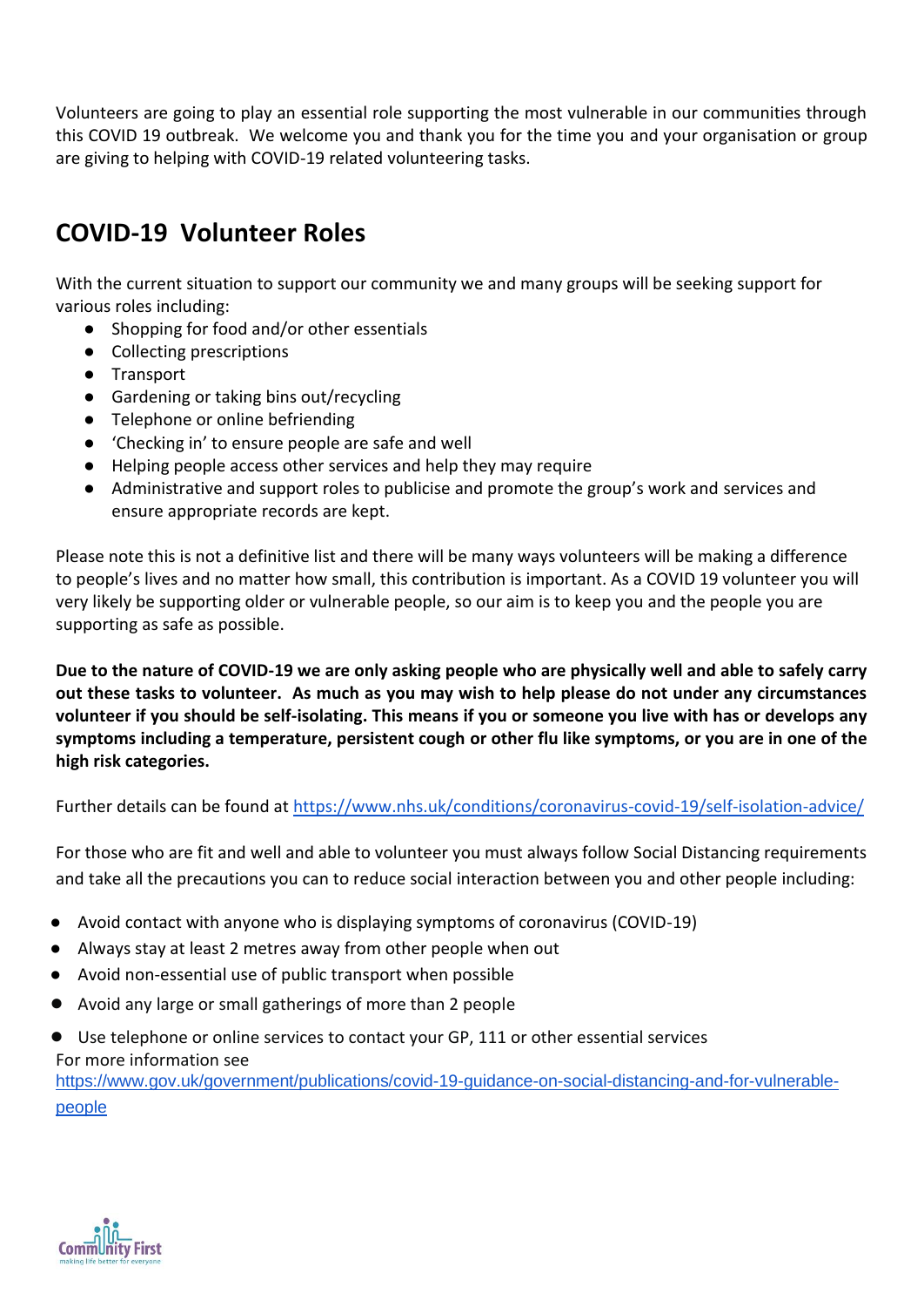Volunteers are going to play an essential role supporting the most vulnerable in our communities through this COVID 19 outbreak. We welcome you and thank you for the time you and your organisation or group are giving to helping with COVID-19 related volunteering tasks.

## COVID-19 Volunteer Roles

With the current situation to support our community we and many groups will be seeking support for various roles including:

- Shopping for food and/or other essentials
- Collecting prescriptions
- Transport
- Gardening or taking bins out/recycling
- Telephone or online befriending
- 'Checking in' to ensure people are safe and well
- Helping people access other services and help they may require
- Administrative and support roles to publicise and promote the group's work and services and ensure appropriate records are kept.

Please note this is not a definitive list and there will be many ways volunteers will be making a difference to people's lives and no matter how small, this contribution is important. As a COVID 19 volunteer you will very likely be supporting older or vulnerable people, so our aim is to keep you and the people you are supporting as safe as possible.

**Due to the nature of COVID-19 we are only asking people who are physically well and able to safely carry out these tasks to volunteer. As much as you may wish to help please do not under any circumstances volunteer if you should be self-isolating. This means if you or someone you live with has or develops any symptoms including a temperature, persistent cough or other flu like symptoms, or you are in one of the high risk categories.**

Further details can be found at https://www.nhs.uk/conditions/coronavirus-covid-19/self-isolation-advice/

For those who are fit and well and able to volunteer you must always follow Social Distancing requirements and take all the precautions you can to reduce social interaction between you and other people including:

- Avoid contact with anyone who is displaying symptoms of coronavirus (COVID-19)
- Always stay at least 2 metres away from other people when out
- Avoid non-essential use of public transport when possible
- Avoid any large or small gatherings of more than 2 people
- Use telephone or online services to contact your GP, 111 or other essential services

For more information see https://www.gov.uk/government/publications/covid-19-guidance-on-social-distancing-and-for-vulnerable-people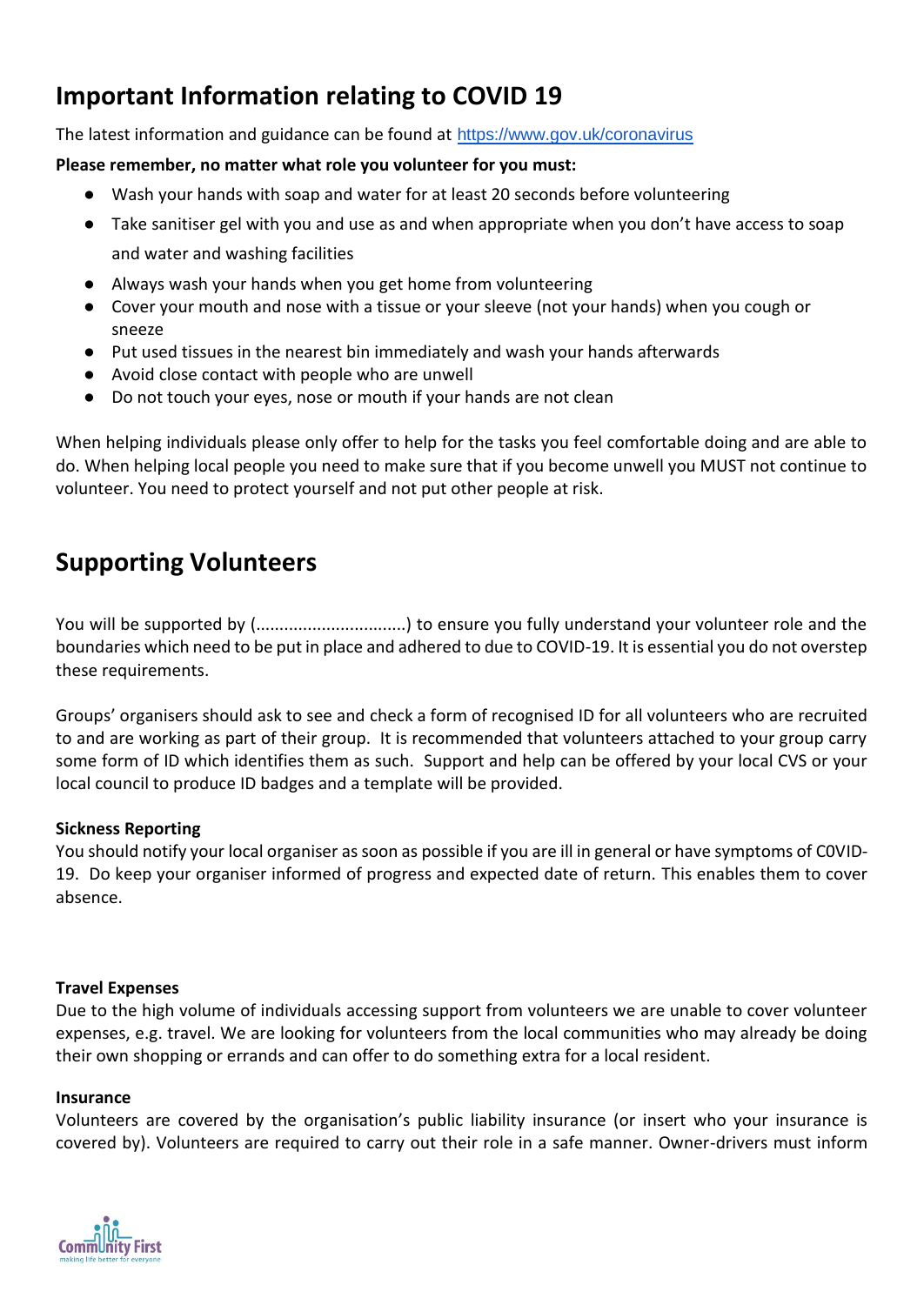## Important Information relating to COVID 19

The latest information and guidance can be found at https://www.gov.uk/coronavirus

**Please remember, no matter what role you volunteer for you must:**

- Wash your hands with soap and water for at least 20 seconds before volunteering
- Take sanitiser gel with you and use as and when appropriate when you don't have access to soap and water and washing facilities
- Always wash your hands when you get home from volunteering
- Cover your mouth and nose with a tissue or your sleeve (not your hands) when you cough or sneeze
- Put used tissues in the nearest bin immediately and wash your hands afterwards
- Avoid close contact with people who are unwell
- Do not touch your eyes, nose or mouth if your hands are not clean

When helping individuals please only offer to help for the tasks you feel comfortable doing and are able to do. When helping local people you need to make sure that if you become unwell you MUST not continue to volunteer. You need to protect yourself and not put other people at risk.

## Supporting Volunteers

You will be supported by (................................) to ensure you fully understand your volunteer role and the boundaries which need to be put in place and adhered to due to COVID-19. It is essential you do not overstep these requirements.

Groups' organisers should ask to see and check a form of recognised ID for all volunteers who are recruited to and are working as part of their group. It is recommended that volunteers attached to your group carry some form of ID which identifies them as such. Support and help can be offered by your local CVS or your local council to produce ID badges and a template will be provided.

**Sickness Reporting**

You should notify your local organiser as soon as possible if you are ill in general or have symptoms of C0VID-19. Do keep your organiser informed of progress and expected date of return. This enables them to cover absence.

**Travel Expenses**

Due to the high volume of individuals accessing support from volunteers we are unable to cover volunteer expenses, e.g. travel. We are looking for volunteers from the local communities who may already be doing their own shopping or errands and can offer to do something extra for a local resident.

**Insurance**

Volunteers are covered by the organisation's public liability insurance (or insert who your insurance is covered by). Volunteers are required to carry out their role in a safe manner. Owner-drivers must inform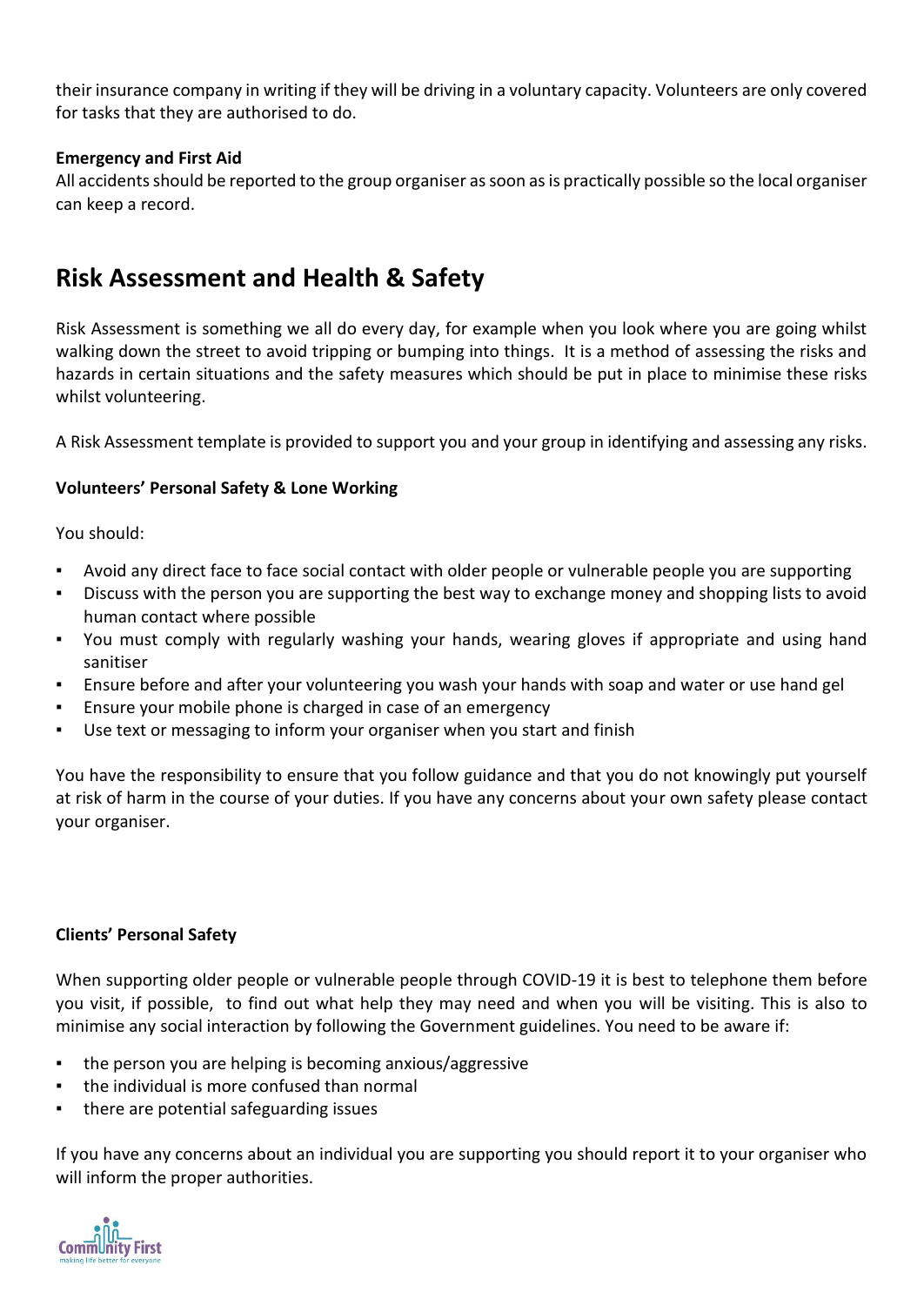their insurance company in writing if they will be driving in a voluntary capacity. Volunteers are only covered for tasks that they are authorised to do.

**Emergency and First Aid**

All accidents should be reported to the group organiser as soon as is practically possible so the local organiser can keep a record.

## Risk Assessment and Health & Safety

Risk Assessment is something we all do every day, for example when you look where you are going whilst walking down the street to avoid tripping or bumping into things. It is a method of assessing the risks and hazards in certain situations and the safety measures which should be put in place to minimise these risks whilst volunteering.

A Risk Assessment template is provided to support you and your group in identifying and assessing any risks.

**Volunteers' Personal Safety & Lone Working**

You should:

- Avoid any direct face to face social contact with older people or vulnerable people you are supporting
- Discuss with the person you are supporting the best way to exchange money and shopping lists to avoid human contact where possible
- You must comply with regularly washing your hands, wearing gloves if appropriate and using hand sanitiser
- Ensure before and after your volunteering you wash your hands with soap and water or use hand gel
- Ensure your mobile phone is charged in case of an emergency
- Use text or messaging to inform your organiser when you start and finish

You have the responsibility to ensure that you follow guidance and that you do not knowingly put yourself at risk of harm in the course of your duties. If you have any concerns about your own safety please contact your organiser.

**Clients' Personal Safety**

When supporting older people or vulnerable people through COVID-19 it is best to telephone them before you visit, if possible, to find out what help they may need and when you will be visiting. This is also to minimise any social interaction by following the Government guidelines. You need to be aware if:

- the person you are helping is becoming anxious/aggressive
- the individual is more confused than normal
- there are potential safeguarding issues

If you have any concerns about an individual you are supporting you should report it to your organiser who will inform the proper authorities.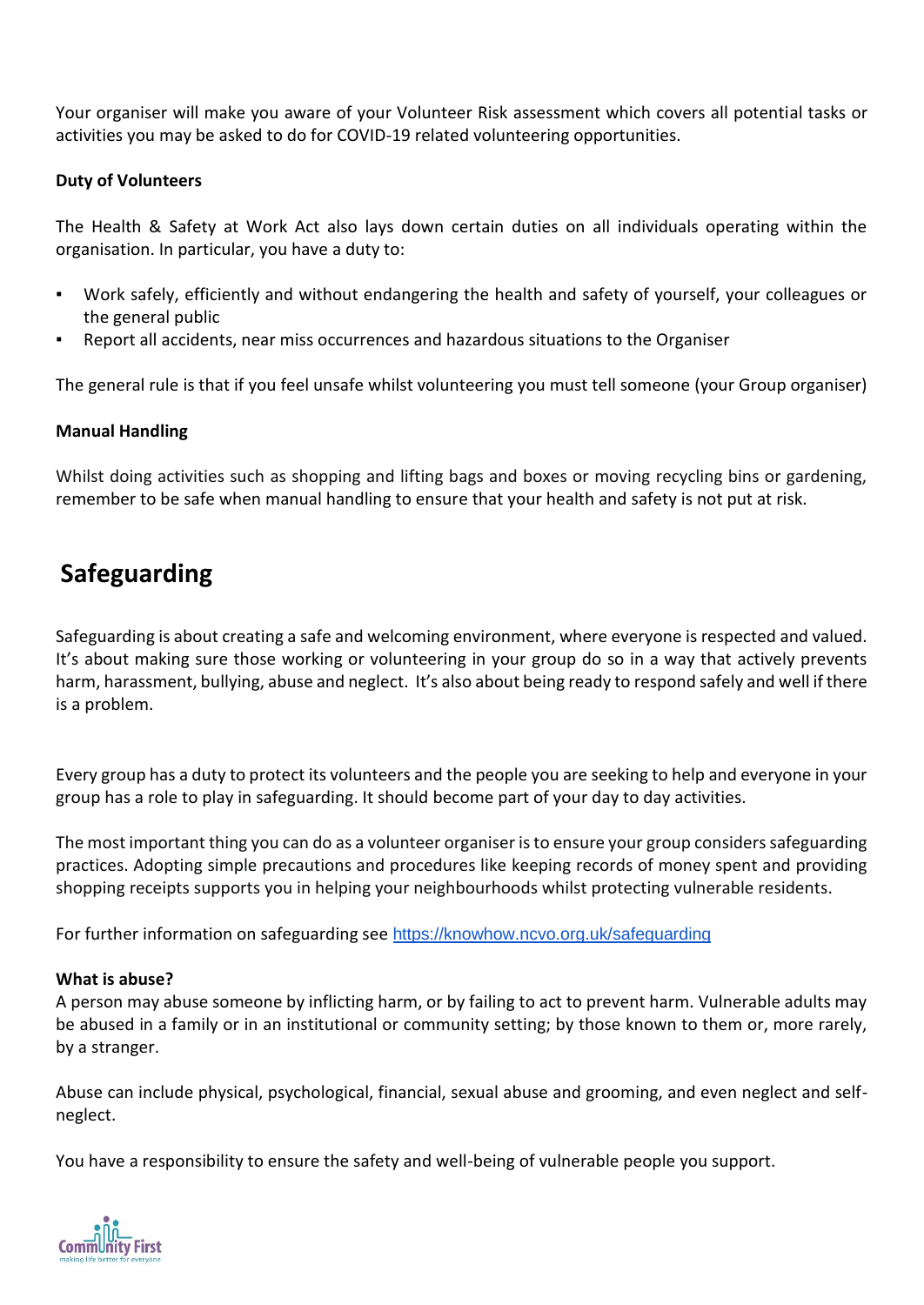Your organiser will make you aware of your Volunteer Risk assessment which covers all potential tasks or activities you may be asked to do for COVID-19 related volunteering opportunities.

**Duty of Volunteers**

The Health & Safety at Work Act also lays down certain duties on all individuals operating within the organisation. In particular, you have a duty to:

- Work safely, efficiently and without endangering the health and safety of yourself, your colleagues or the general public
- Report all accidents, near miss occurrences and hazardous situations to the Organiser

The general rule is that if you feel unsafe whilst volunteering you must tell someone (your Group organiser)

**Manual Handling**

Whilst doing activities such as shopping and lifting bags and boxes or moving recycling bins or gardening, remember to be safe when manual handling to ensure that your health and safety is not put at risk.

## Safeguarding

Safeguarding is about creating a safe and welcoming environment, where everyone is respected and valued. It's about making sure those working or volunteering in your group do so in a way that actively prevents harm, harassment, bullying, abuse and neglect. It's also about being ready to respond safely and well if there is a problem.

Every group has a duty to protect its volunteers and the people you are seeking to help and everyone in your group has a role to play in safeguarding. It should become part of your day to day activities.

The most important thing you can do as a volunteer organiser is to ensure your group considers safeguarding practices. Adopting simple precautions and procedures like keeping records of money spent and providing shopping receipts supports you in helping your neighbourhoods whilst protecting vulnerable residents.

For further information on safeguarding see https://knowhow.ncvo.org.uk/safeguarding

**What is abuse?**
A person may abuse someone by inflicting harm, or by failing to act to prevent harm. Vulnerable adults may be abused in a family or in an institutional or community setting; by those known to them or, more rarely, by a stranger.

Abuse can include physical, psychological, financial, sexual abuse and grooming, and even neglect and self-neglect.

You have a responsibility to ensure the safety and well-being of vulnerable people you support.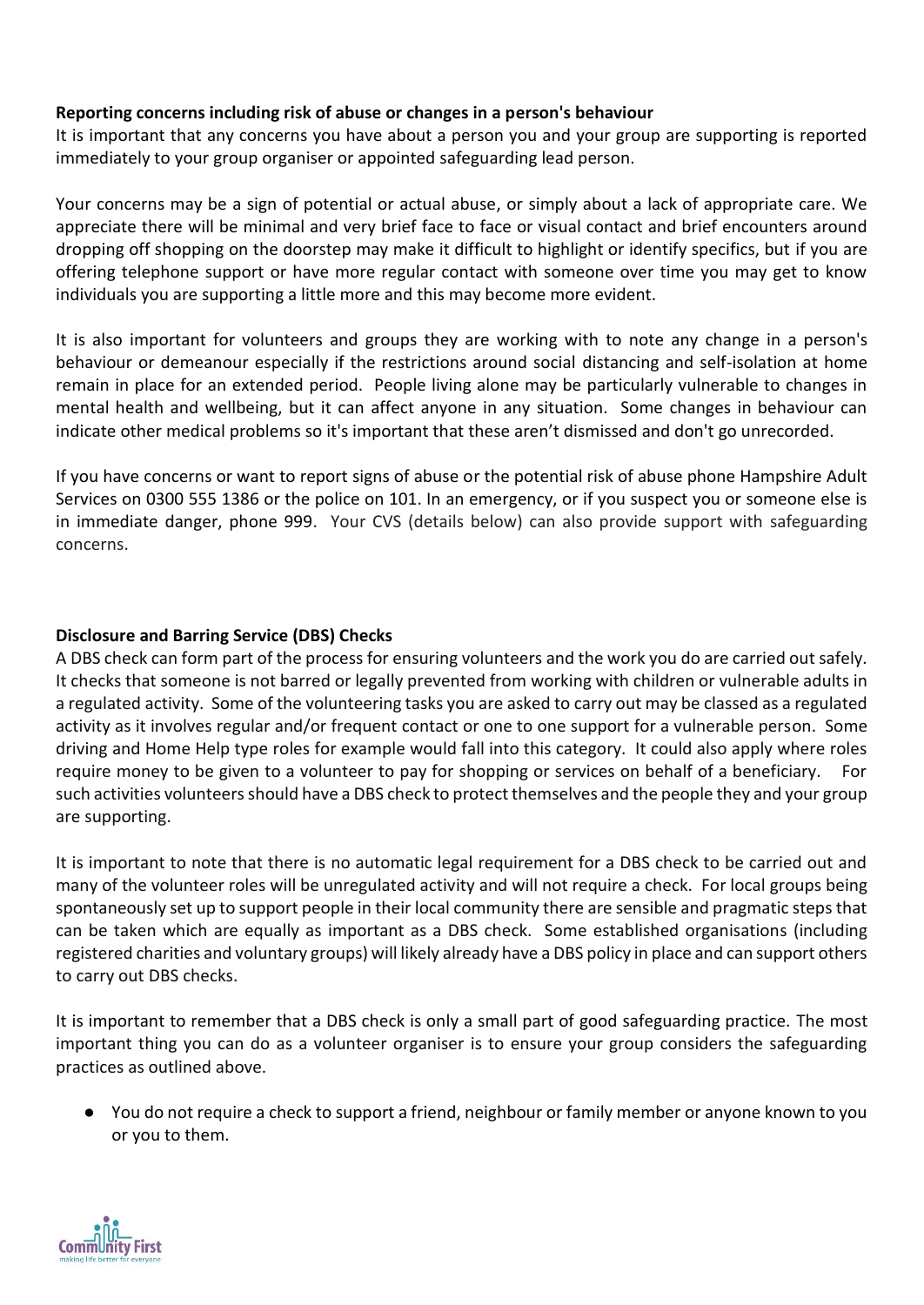**Reporting concerns including risk of abuse or changes in a person's behaviour**

It is important that any concerns you have about a person you and your group are supporting is reported immediately to your group organiser or appointed safeguarding lead person.

Your concerns may be a sign of potential or actual abuse, or simply about a lack of appropriate care. We appreciate there will be minimal and very brief face to face or visual contact and brief encounters around dropping off shopping on the doorstep may make it difficult to highlight or identify specifics, but if you are offering telephone support or have more regular contact with someone over time you may get to know individuals you are supporting a little more and this may become more evident.

It is also important for volunteers and groups they are working with to note any change in a person's behaviour or demeanour especially if the restrictions around social distancing and self-isolation at home remain in place for an extended period. People living alone may be particularly vulnerable to changes in mental health and wellbeing, but it can affect anyone in any situation. Some changes in behaviour can indicate other medical problems so it's important that these aren't dismissed and don't go unrecorded.

If you have concerns or want to report signs of abuse or the potential risk of abuse phone Hampshire Adult Services on 0300 555 1386 or the police on 101. In an emergency, or if you suspect you or someone else is in immediate danger, phone 999. Your CVS (details below) can also provide support with safeguarding concerns.

**Disclosure and Barring Service (DBS) Checks**

A DBS check can form part of the process for ensuring volunteers and the work you do are carried out safely. It checks that someone is not barred or legally prevented from working with children or vulnerable adults in a regulated activity. Some of the volunteering tasks you are asked to carry out may be classed as a regulated activity as it involves regular and/or frequent contact or one to one support for a vulnerable person. Some driving and Home Help type roles for example would fall into this category. It could also apply where roles require money to be given to a volunteer to pay for shopping or services on behalf of a beneficiary. For such activities volunteers should have a DBS check to protect themselves and the people they and your group are supporting.

It is important to note that there is no automatic legal requirement for a DBS check to be carried out and many of the volunteer roles will be unregulated activity and will not require a check. For local groups being spontaneously set up to support people in their local community there are sensible and pragmatic steps that can be taken which are equally as important as a DBS check. Some established organisations (including registered charities and voluntary groups) will likely already have a DBS policy in place and can support others to carry out DBS checks.

It is important to remember that a DBS check is only a small part of good safeguarding practice. The most important thing you can do as a volunteer organiser is to ensure your group considers the safeguarding practices as outlined above.

- You do not require a check to support a friend, neighbour or family member or anyone known to you or you to them.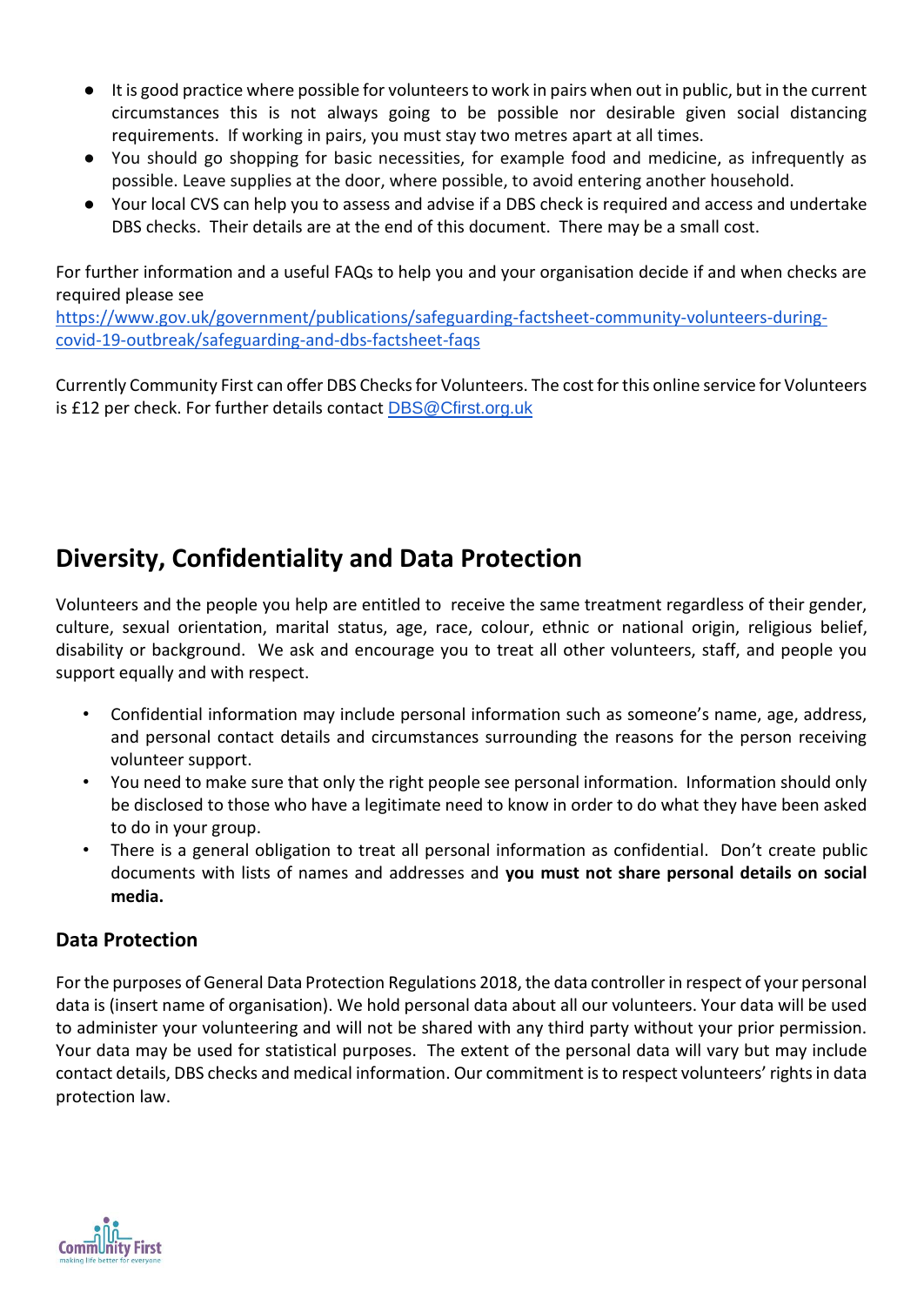- It is good practice where possible for volunteers to work in pairs when out in public, but in the current circumstances this is not always going to be possible nor desirable given social distancing requirements. If working in pairs, you must stay two metres apart at all times.
- You should go shopping for basic necessities, for example food and medicine, as infrequently as possible. Leave supplies at the door, where possible, to avoid entering another household.
- Your local CVS can help you to assess and advise if a DBS check is required and access and undertake DBS checks. Their details are at the end of this document. There may be a small cost.

For further information and a useful FAQs to help you and your organisation decide if and when checks are required please see
https://www.gov.uk/government/publications/safeguarding-factsheet-community-volunteers-during-covid-19-outbreak/safeguarding-and-dbs-factsheet-faqs

Currently Community First can offer DBS Checks for Volunteers. The cost for this online service for Volunteers is £12 per check. For further details contact DBS@Cfirst.org.uk

## Diversity, Confidentiality and Data Protection

Volunteers and the people you help are entitled to receive the same treatment regardless of their gender, culture, sexual orientation, marital status, age, race, colour, ethnic or national origin, religious belief, disability or background. We ask and encourage you to treat all other volunteers, staff, and people you support equally and with respect.

- Confidential information may include personal information such as someone's name, age, address, and personal contact details and circumstances surrounding the reasons for the person receiving volunteer support.
- You need to make sure that only the right people see personal information. Information should only be disclosed to those who have a legitimate need to know in order to do what they have been asked to do in your group.
- There is a general obligation to treat all personal information as confidential. Don't create public documents with lists of names and addresses and **you must not share personal details on social media.**

### Data Protection

For the purposes of General Data Protection Regulations 2018, the data controller in respect of your personal data is (insert name of organisation). We hold personal data about all our volunteers. Your data will be used to administer your volunteering and will not be shared with any third party without your prior permission. Your data may be used for statistical purposes. The extent of the personal data will vary but may include contact details, DBS checks and medical information. Our commitment is to respect volunteers' rights in data protection law.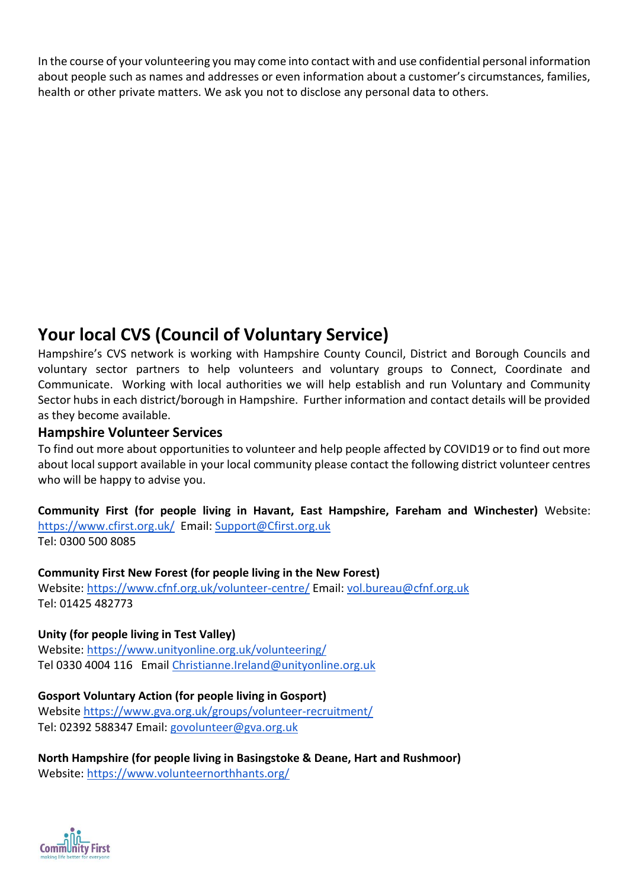In the course of your volunteering you may come into contact with and use confidential personal information about people such as names and addresses or even information about a customer's circumstances, families, health or other private matters. We ask you not to disclose any personal data to others.

## Your local CVS (Council of Voluntary Service)

Hampshire's CVS network is working with Hampshire County Council, District and Borough Councils and voluntary sector partners to help volunteers and voluntary groups to Connect, Coordinate and Communicate. Working with local authorities we will help establish and run Voluntary and Community Sector hubs in each district/borough in Hampshire. Further information and contact details will be provided as they become available.

### Hampshire Volunteer Services

To find out more about opportunities to volunteer and help people affected by COVID19 or to find out more about local support available in your local community please contact the following district volunteer centres who will be happy to advise you.

**Community First (for people living in Havant, East Hampshire, Fareham and Winchester)** Website: https://www.cfirst.org.uk/ Email: Support@Cfirst.org.uk
Tel: 0300 500 8085

**Community First New Forest (for people living in the New Forest)**
Website: https://www.cfnf.org.uk/volunteer-centre/ Email: vol.bureau@cfnf.org.uk
Tel: 01425 482773

**Unity (for people living in Test Valley)**
Website: https://www.unityonline.org.uk/volunteering/
Tel 0330 4004 116 Email Christianne.Ireland@unityonline.org.uk

**Gosport Voluntary Action (for people living in Gosport)**
Website https://www.gva.org.uk/groups/volunteer-recruitment/
Tel: 02392 588347 Email: govolunteer@gva.org.uk

**North Hampshire (for people living in Basingstoke & Deane, Hart and Rushmoor)**
Website: https://www.volunteernorthhants.org/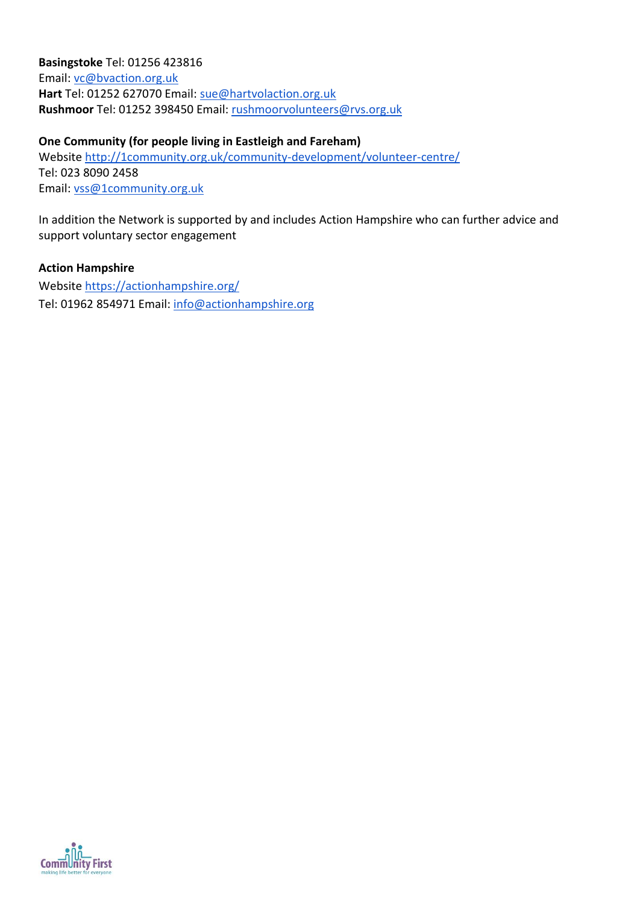**Basingstoke** Tel: 01256 423816
Email: vc@bvaction.org.uk
**Hart** Tel: 01252 627070 Email: sue@hartvolaction.org.uk
**Rushmoor** Tel: 01252 398450 Email: rushmoorvolunteers@rvs.org.uk

**One Community (for people living in Eastleigh and Fareham)**
Website http://1community.org.uk/community-development/volunteer-centre/
Tel: 023 8090 2458
Email: vss@1community.org.uk

In addition the Network is supported by and includes Action Hampshire who can further advice and support voluntary sector engagement

**Action Hampshire**
Website https://actionhampshire.org/
Tel: 01962 854971 Email: info@actionhampshire.org